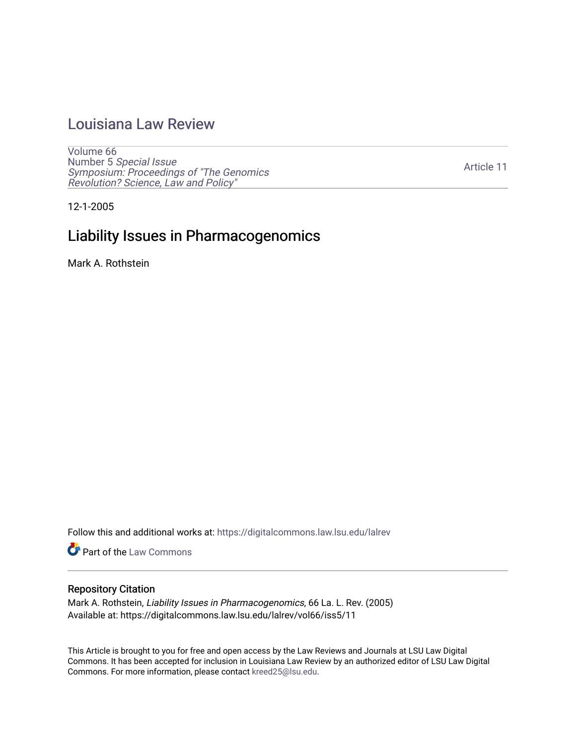# Louisiana Law Review

Volume 66
Number 5 *Special Issue*
*Symposium: Proceedings of "The Genomics Revolution? Science, Law and Policy"*

Article 11

12-1-2005

## Liability Issues in Pharmacogenomics

Mark A. Rothstein

Follow this and additional works at: https://digitalcommons.law.lsu.edu/lalrev

Part of the Law Commons

### Repository Citation

Mark A. Rothstein, *Liability Issues in Pharmacogenomics*, 66 La. L. Rev. (2005)
Available at: https://digitalcommons.law.lsu.edu/lalrev/vol66/iss5/11

This Article is brought to you for free and open access by the Law Reviews and Journals at LSU Law Digital Commons. It has been accepted for inclusion in Louisiana Law Review by an authorized editor of LSU Law Digital Commons. For more information, please contact kreed25@lsu.edu.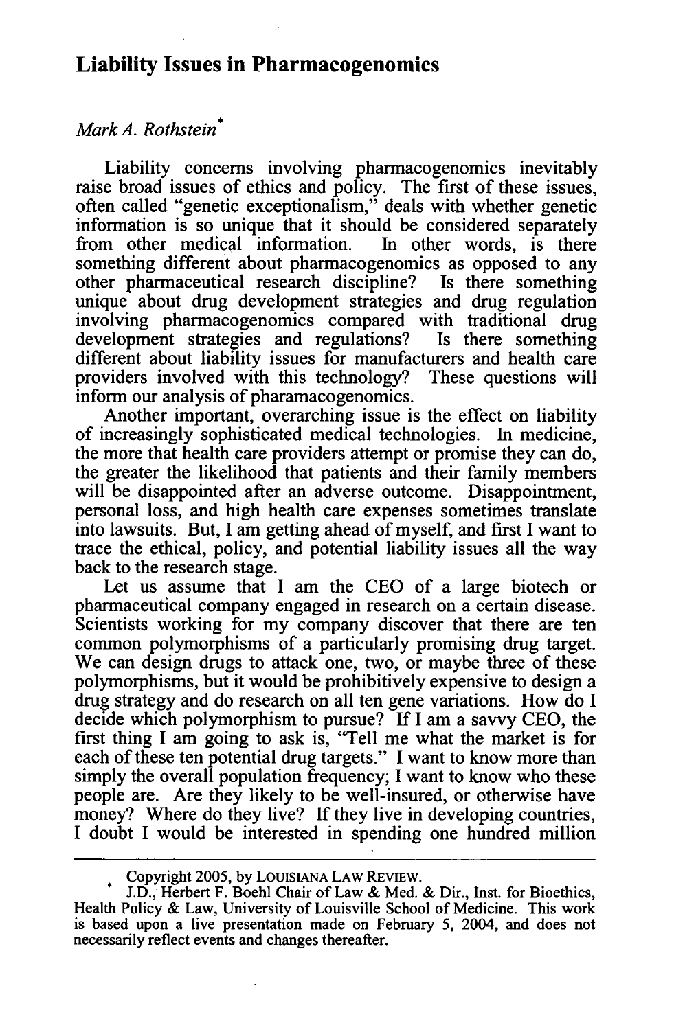## Liability Issues in Pharmacogenomics

*Mark A. Rothstein*[*]

Liability concerns involving pharmacogenomics inevitably raise broad issues of ethics and policy. The first of these issues, often called "genetic exceptionalism," deals with whether genetic information is so unique that it should be considered separately from other medical information. In other words, is there something different about pharmacogenomics as opposed to any other pharmaceutical research discipline? Is there something unique about drug development strategies and drug regulation involving pharmacogenomics compared with traditional drug development strategies and regulations? Is there something different about liability issues for manufacturers and health care providers involved with this technology? These questions will inform our analysis of pharamacogenomics.

Another important, overarching issue is the effect on liability of increasingly sophisticated medical technologies. In medicine, the more that health care providers attempt or promise they can do, the greater the likelihood that patients and their family members will be disappointed after an adverse outcome. Disappointment, personal loss, and high health care expenses sometimes translate into lawsuits. But, I am getting ahead of myself, and first I want to trace the ethical, policy, and potential liability issues all the way back to the research stage.

Let us assume that I am the CEO of a large biotech or pharmaceutical company engaged in research on a certain disease. Scientists working for my company discover that there are ten common polymorphisms of a particularly promising drug target. We can design drugs to attack one, two, or maybe three of these polymorphisms, but it would be prohibitively expensive to design a drug strategy and do research on all ten gene variations. How do I decide which polymorphism to pursue? If I am a savvy CEO, the first thing I am going to ask is, "Tell me what the market is for each of these ten potential drug targets." I want to know more than simply the overall population frequency; I want to know who these people are. Are they likely to be well-insured, or otherwise have money? Where do they live? If they live in developing countries, I doubt I would be interested in spending one hundred million

---

Copyright 2005, by LOUISIANA LAW REVIEW.

[*] J.D., Herbert F. Boehl Chair of Law & Med. & Dir., Inst. for Bioethics, Health Policy & Law, University of Louisville School of Medicine. This work is based upon a live presentation made on February 5, 2004, and does not necessarily reflect events and changes thereafter.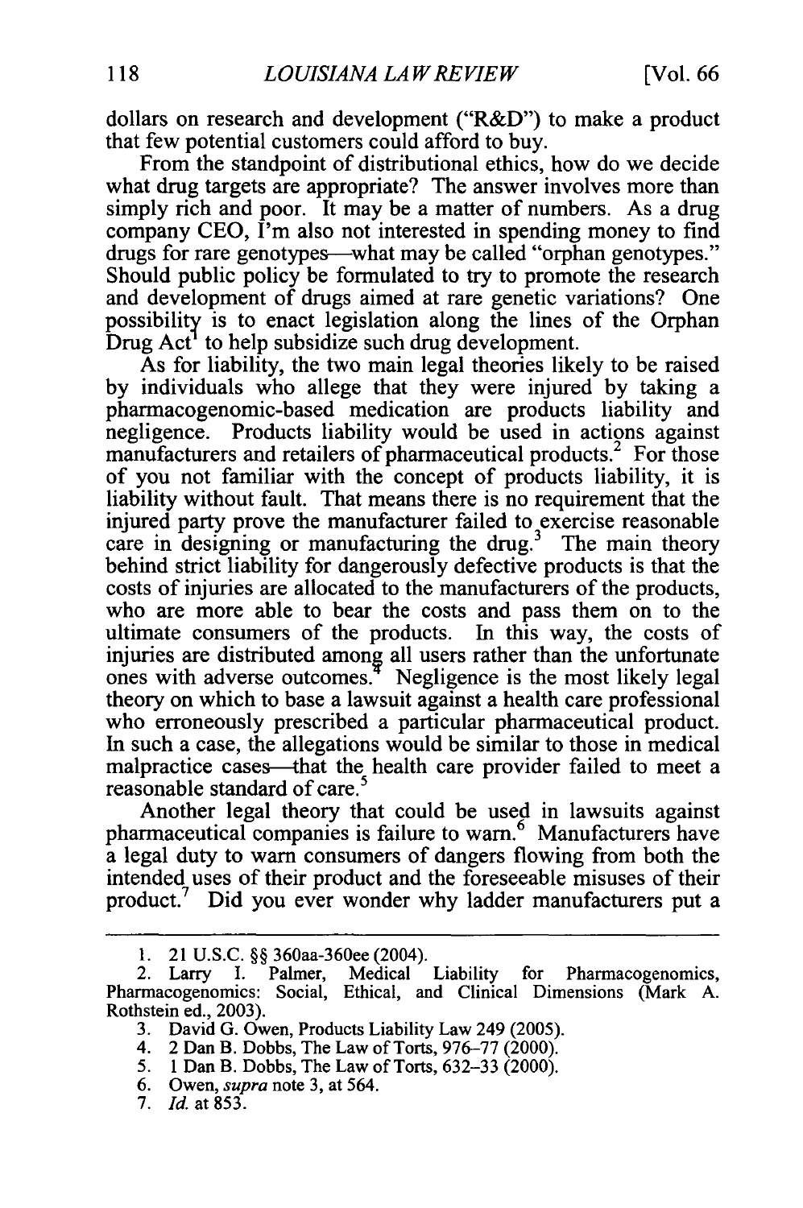dollars on research and development ("R&D") to make a product that few potential customers could afford to buy.

From the standpoint of distributional ethics, how do we decide what drug targets are appropriate? The answer involves more than simply rich and poor. It may be a matter of numbers. As a drug company CEO, I'm also not interested in spending money to find drugs for rare genotypes—what may be called "orphan genotypes." Should public policy be formulated to try to promote the research and development of drugs aimed at rare genetic variations? One possibility is to enact legislation along the lines of the Orphan Drug Act[1] to help subsidize such drug development.

As for liability, the two main legal theories likely to be raised by individuals who allege that they were injured by taking a pharmacogenomic-based medication are products liability and negligence. Products liability would be used in actions against manufacturers and retailers of pharmaceutical products.[2] For those of you not familiar with the concept of products liability, it is liability without fault. That means there is no requirement that the injured party prove the manufacturer failed to exercise reasonable care in designing or manufacturing the drug.[3] The main theory behind strict liability for dangerously defective products is that the costs of injuries are allocated to the manufacturers of the products, who are more able to bear the costs and pass them on to the ultimate consumers of the products. In this way, the costs of injuries are distributed among all users rather than the unfortunate ones with adverse outcomes.[4] Negligence is the most likely legal theory on which to base a lawsuit against a health care professional who erroneously prescribed a particular pharmaceutical product. In such a case, the allegations would be similar to those in medical malpractice cases—that the health care provider failed to meet a reasonable standard of care.[5]

Another legal theory that could be used in lawsuits against pharmaceutical companies is failure to warn.[6] Manufacturers have a legal duty to warn consumers of dangers flowing from both the intended uses of their product and the foreseeable misuses of their product.[7] Did you ever wonder why ladder manufacturers put a

---

1. 21 U.S.C. §§ 360aa-360ee (2004).

2. Larry I. Palmer, Medical Liability for Pharmacogenomics, Pharmacogenomics: Social, Ethical, and Clinical Dimensions (Mark A. Rothstein ed., 2003).

3. David G. Owen, Products Liability Law 249 (2005).

4. 2 Dan B. Dobbs, The Law of Torts, 976–77 (2000).

5. 1 Dan B. Dobbs, The Law of Torts, 632–33 (2000).

6. Owen, *supra* note 3, at 564.

7. *Id.* at 853.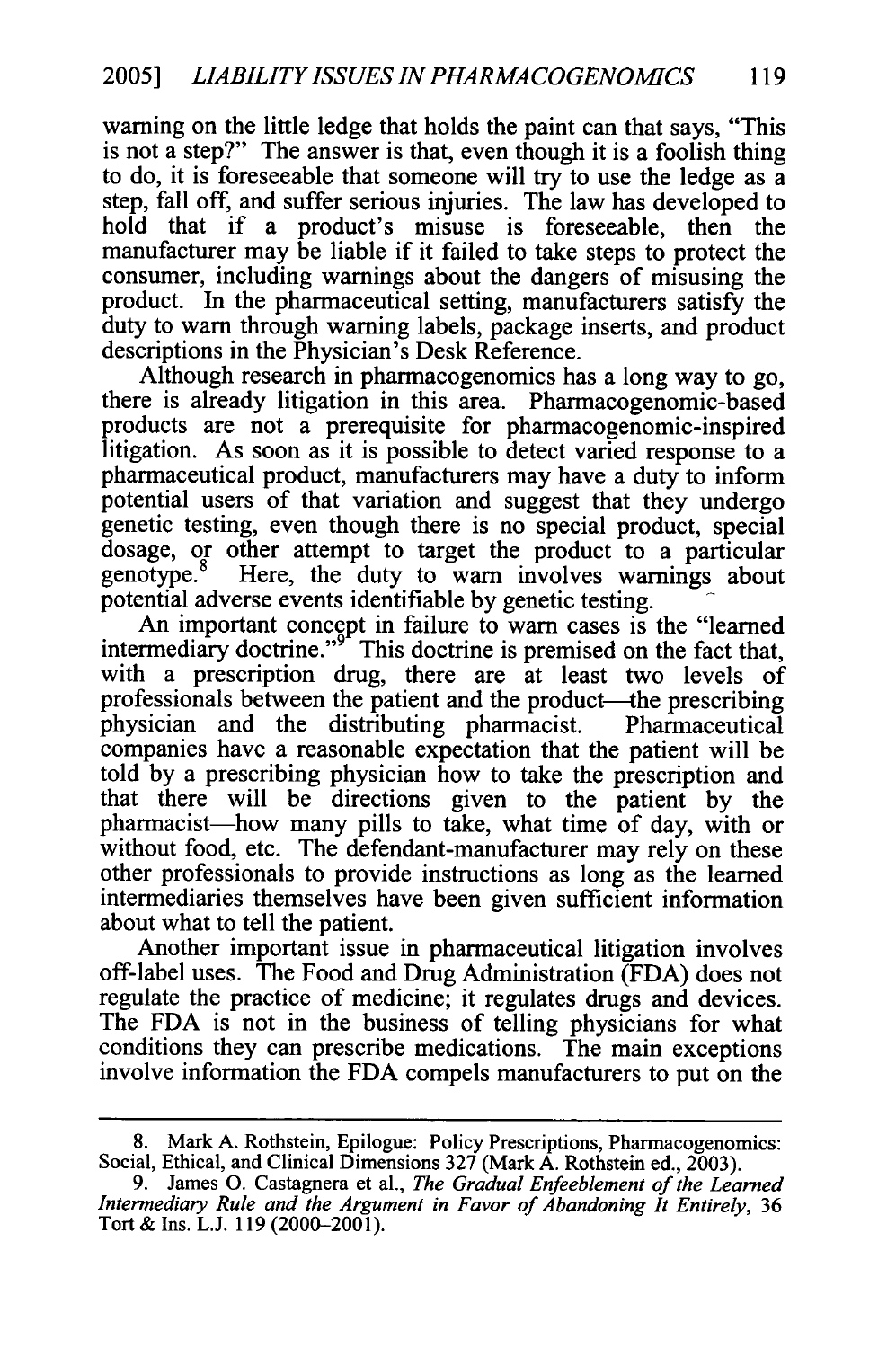warning on the little ledge that holds the paint can that says, "This is not a step?" The answer is that, even though it is a foolish thing to do, it is foreseeable that someone will try to use the ledge as a step, fall off, and suffer serious injuries. The law has developed to hold that if a product's misuse is foreseeable, then the manufacturer may be liable if it failed to take steps to protect the consumer, including warnings about the dangers of misusing the product. In the pharmaceutical setting, manufacturers satisfy the duty to warn through warning labels, package inserts, and product descriptions in the Physician's Desk Reference.

Although research in pharmacogenomics has a long way to go, there is already litigation in this area. Pharmacogenomic-based products are not a prerequisite for pharmacogenomic-inspired litigation. As soon as it is possible to detect varied response to a pharmaceutical product, manufacturers may have a duty to inform potential users of that variation and suggest that they undergo genetic testing, even though there is no special product, special dosage, or other attempt to target the product to a particular genotype.[8] Here, the duty to warn involves warnings about potential adverse events identifiable by genetic testing.

An important concept in failure to warn cases is the "learned intermediary doctrine."[9] This doctrine is premised on the fact that, with a prescription drug, there are at least two levels of professionals between the patient and the product—the prescribing physician and the distributing pharmacist. Pharmaceutical companies have a reasonable expectation that the patient will be told by a prescribing physician how to take the prescription and that there will be directions given to the patient by the pharmacist—how many pills to take, what time of day, with or without food, etc. The defendant-manufacturer may rely on these other professionals to provide instructions as long as the learned intermediaries themselves have been given sufficient information about what to tell the patient.

Another important issue in pharmaceutical litigation involves off-label uses. The Food and Drug Administration (FDA) does not regulate the practice of medicine; it regulates drugs and devices. The FDA is not in the business of telling physicians for what conditions they can prescribe medications. The main exceptions involve information the FDA compels manufacturers to put on the

---

8. Mark A. Rothstein, Epilogue: Policy Prescriptions, Pharmacogenomics: Social, Ethical, and Clinical Dimensions 327 (Mark A. Rothstein ed., 2003).

9. James O. Castagnera et al., *The Gradual Enfeeblement of the Learned Intermediary Rule and the Argument in Favor of Abandoning It Entirely*, 36 Tort & Ins. L.J. 119 (2000–2001).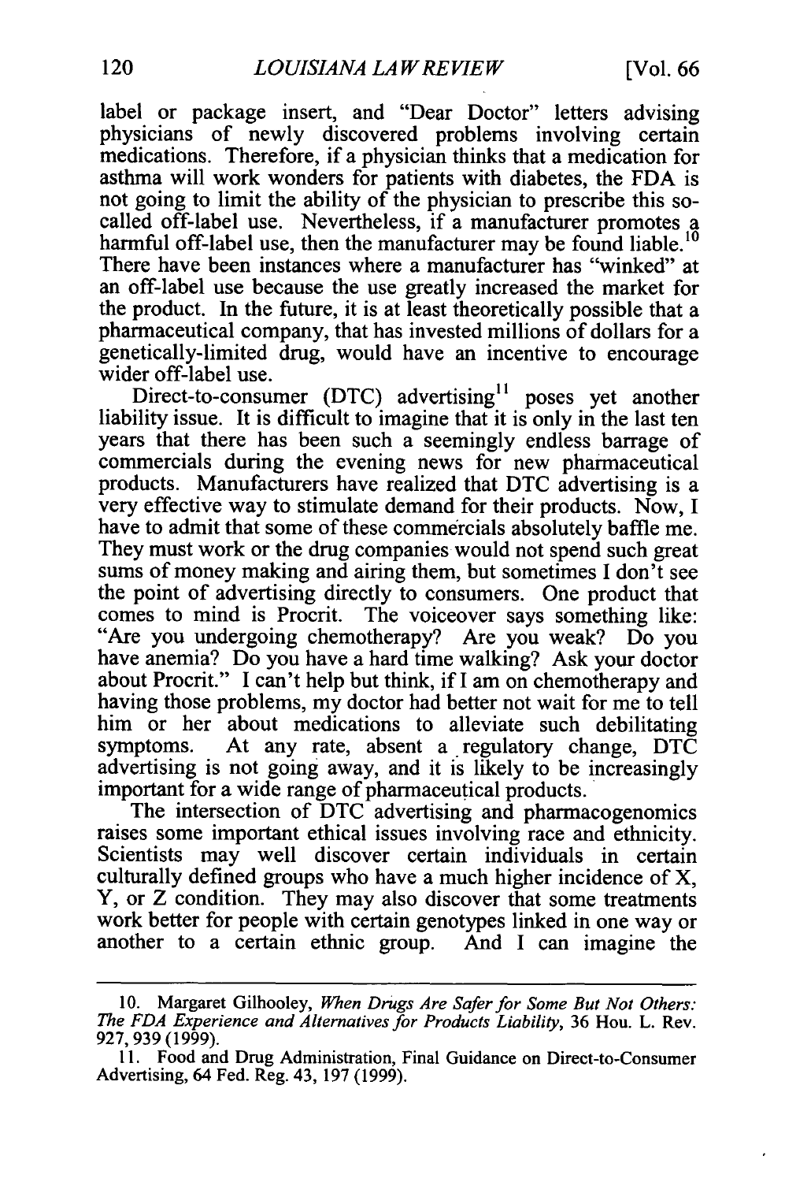label or package insert, and "Dear Doctor" letters advising physicians of newly discovered problems involving certain medications. Therefore, if a physician thinks that a medication for asthma will work wonders for patients with diabetes, the FDA is not going to limit the ability of the physician to prescribe this so-called off-label use. Nevertheless, if a manufacturer promotes a harmful off-label use, then the manufacturer may be found liable.[10] There have been instances where a manufacturer has "winked" at an off-label use because the use greatly increased the market for the product. In the future, it is at least theoretically possible that a pharmaceutical company, that has invested millions of dollars for a genetically-limited drug, would have an incentive to encourage wider off-label use.

Direct-to-consumer (DTC) advertising[11] poses yet another liability issue. It is difficult to imagine that it is only in the last ten years that there has been such a seemingly endless barrage of commercials during the evening news for new pharmaceutical products. Manufacturers have realized that DTC advertising is a very effective way to stimulate demand for their products. Now, I have to admit that some of these commercials absolutely baffle me. They must work or the drug companies would not spend such great sums of money making and airing them, but sometimes I don't see the point of advertising directly to consumers. One product that comes to mind is Procrit. The voiceover says something like: "Are you undergoing chemotherapy? Are you weak? Do you have anemia? Do you have a hard time walking? Ask your doctor about Procrit." I can't help but think, if I am on chemotherapy and having those problems, my doctor had better not wait for me to tell him or her about medications to alleviate such debilitating symptoms. At any rate, absent a regulatory change, DTC advertising is not going away, and it is likely to be increasingly important for a wide range of pharmaceutical products.

The intersection of DTC advertising and pharmacogenomics raises some important ethical issues involving race and ethnicity. Scientists may well discover certain individuals in certain culturally defined groups who have a much higher incidence of X, Y, or Z condition. They may also discover that some treatments work better for people with certain genotypes linked in one way or another to a certain ethnic group. And I can imagine the

---

10. Margaret Gilhooley, *When Drugs Are Safer for Some But Not Others: The FDA Experience and Alternatives for Products Liability*, 36 Hou. L. Rev. 927, 939 (1999).

11. Food and Drug Administration, Final Guidance on Direct-to-Consumer Advertising, 64 Fed. Reg. 43, 197 (1999).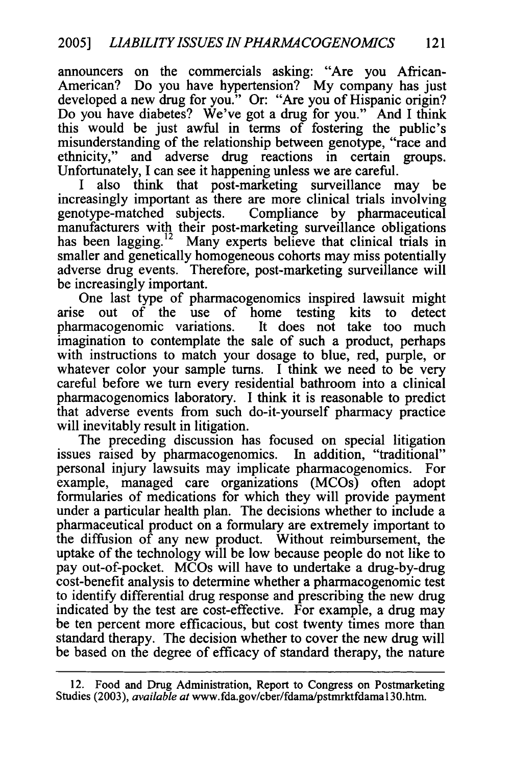announcers on the commercials asking: "Are you African-American? Do you have hypertension? My company has just developed a new drug for you." Or: "Are you of Hispanic origin? Do you have diabetes? We've got a drug for you." And I think this would be just awful in terms of fostering the public's misunderstanding of the relationship between genotype, "race and ethnicity," and adverse drug reactions in certain groups. Unfortunately, I can see it happening unless we are careful.

I also think that post-marketing surveillance may be increasingly important as there are more clinical trials involving genotype-matched subjects. Compliance by pharmaceutical manufacturers with their post-marketing surveillance obligations has been lagging.[12] Many experts believe that clinical trials in smaller and genetically homogeneous cohorts may miss potentially adverse drug events. Therefore, post-marketing surveillance will be increasingly important.

One last type of pharmacogenomics inspired lawsuit might arise out of the use of home testing kits to detect pharmacogenomic variations. It does not take too much imagination to contemplate the sale of such a product, perhaps with instructions to match your dosage to blue, red, purple, or whatever color your sample turns. I think we need to be very careful before we turn every residential bathroom into a clinical pharmacogenomics laboratory. I think it is reasonable to predict that adverse events from such do-it-yourself pharmacy practice will inevitably result in litigation.

The preceding discussion has focused on special litigation issues raised by pharmacogenomics. In addition, "traditional" personal injury lawsuits may implicate pharmacogenomics. For example, managed care organizations (MCOs) often adopt formularies of medications for which they will provide payment under a particular health plan. The decisions whether to include a pharmaceutical product on a formulary are extremely important to the diffusion of any new product. Without reimbursement, the uptake of the technology will be low because people do not like to pay out-of-pocket. MCOs will have to undertake a drug-by-drug cost-benefit analysis to determine whether a pharmacogenomic test to identify differential drug response and prescribing the new drug indicated by the test are cost-effective. For example, a drug may be ten percent more efficacious, but cost twenty times more than standard therapy. The decision whether to cover the new drug will be based on the degree of efficacy of standard therapy, the nature

---

12. Food and Drug Administration, Report to Congress on Postmarketing Studies (2003), *available at* www.fda.gov/cber/fdama/pstmrktfdama130.htm.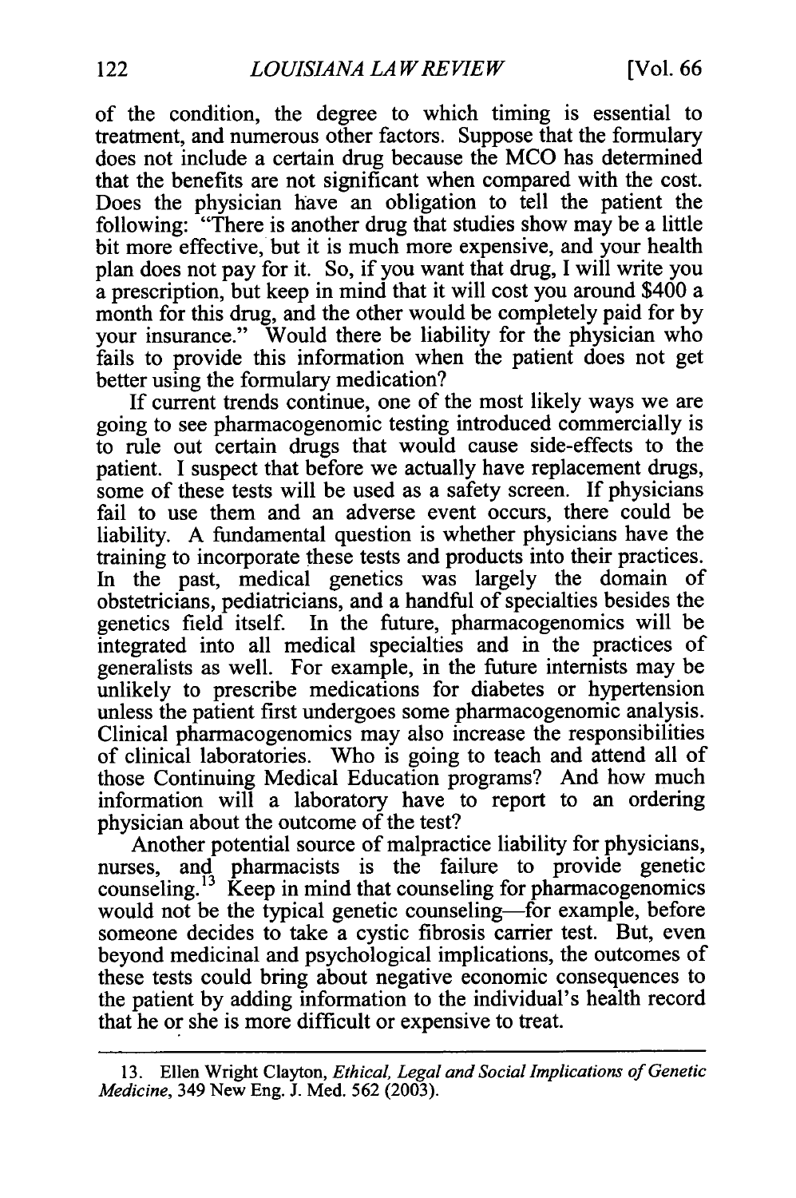of the condition, the degree to which timing is essential to treatment, and numerous other factors. Suppose that the formulary does not include a certain drug because the MCO has determined that the benefits are not significant when compared with the cost. Does the physician have an obligation to tell the patient the following: "There is another drug that studies show may be a little bit more effective, but it is much more expensive, and your health plan does not pay for it. So, if you want that drug, I will write you a prescription, but keep in mind that it will cost you around $400 a month for this drug, and the other would be completely paid for by your insurance." Would there be liability for the physician who fails to provide this information when the patient does not get better using the formulary medication?

If current trends continue, one of the most likely ways we are going to see pharmacogenomic testing introduced commercially is to rule out certain drugs that would cause side-effects to the patient. I suspect that before we actually have replacement drugs, some of these tests will be used as a safety screen. If physicians fail to use them and an adverse event occurs, there could be liability. A fundamental question is whether physicians have the training to incorporate these tests and products into their practices. In the past, medical genetics was largely the domain of obstetricians, pediatricians, and a handful of specialties besides the genetics field itself. In the future, pharmacogenomics will be integrated into all medical specialties and in the practices of generalists as well. For example, in the future internists may be unlikely to prescribe medications for diabetes or hypertension unless the patient first undergoes some pharmacogenomic analysis. Clinical pharmacogenomics may also increase the responsibilities of clinical laboratories. Who is going to teach and attend all of those Continuing Medical Education programs? And how much information will a laboratory have to report to an ordering physician about the outcome of the test?

Another potential source of malpractice liability for physicians, nurses, and pharmacists is the failure to provide genetic counseling.[13] Keep in mind that counseling for pharmacogenomics would not be the typical genetic counseling—for example, before someone decides to take a cystic fibrosis carrier test. But, even beyond medicinal and psychological implications, the outcomes of these tests could bring about negative economic consequences to the patient by adding information to the individual's health record that he or she is more difficult or expensive to treat.

---

13. Ellen Wright Clayton, *Ethical, Legal and Social Implications of Genetic Medicine*, 349 New Eng. J. Med. 562 (2003).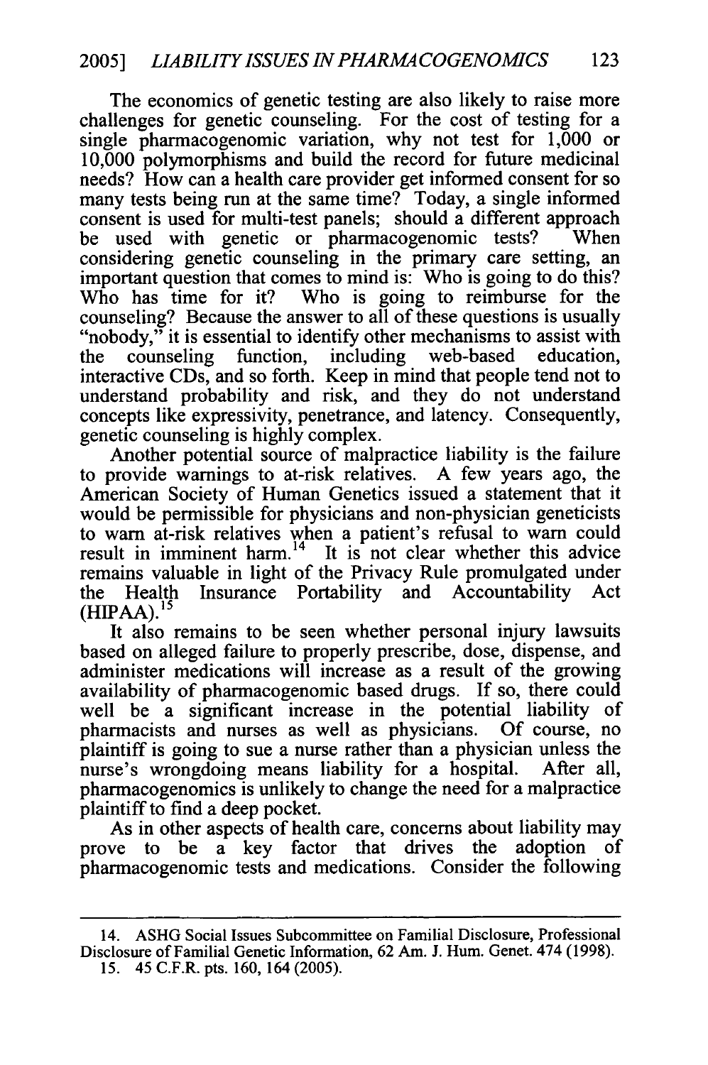The economics of genetic testing are also likely to raise more challenges for genetic counseling. For the cost of testing for a single pharmacogenomic variation, why not test for 1,000 or 10,000 polymorphisms and build the record for future medicinal needs? How can a health care provider get informed consent for so many tests being run at the same time? Today, a single informed consent is used for multi-test panels; should a different approach be used with genetic or pharmacogenomic tests? When considering genetic counseling in the primary care setting, an important question that comes to mind is: Who is going to do this? Who has time for it? Who is going to reimburse for the counseling? Because the answer to all of these questions is usually "nobody," it is essential to identify other mechanisms to assist with the counseling function, including web-based education, interactive CDs, and so forth. Keep in mind that people tend not to understand probability and risk, and they do not understand concepts like expressivity, penetrance, and latency. Consequently, genetic counseling is highly complex.

Another potential source of malpractice liability is the failure to provide warnings to at-risk relatives. A few years ago, the American Society of Human Genetics issued a statement that it would be permissible for physicians and non-physician geneticists to warn at-risk relatives when a patient's refusal to warn could result in imminent harm.[14] It is not clear whether this advice remains valuable in light of the Privacy Rule promulgated under the Health Insurance Portability and Accountability Act (HIPAA).[15]

It also remains to be seen whether personal injury lawsuits based on alleged failure to properly prescribe, dose, dispense, and administer medications will increase as a result of the growing availability of pharmacogenomic based drugs. If so, there could well be a significant increase in the potential liability of pharmacists and nurses as well as physicians. Of course, no plaintiff is going to sue a nurse rather than a physician unless the nurse's wrongdoing means liability for a hospital. After all, pharmacogenomics is unlikely to change the need for a malpractice plaintiff to find a deep pocket.

As in other aspects of health care, concerns about liability may prove to be a key factor that drives the adoption of pharmacogenomic tests and medications. Consider the following

---

14. ASHG Social Issues Subcommittee on Familial Disclosure, Professional Disclosure of Familial Genetic Information, 62 Am. J. Hum. Genet. 474 (1998).

15. 45 C.F.R. pts. 160, 164 (2005).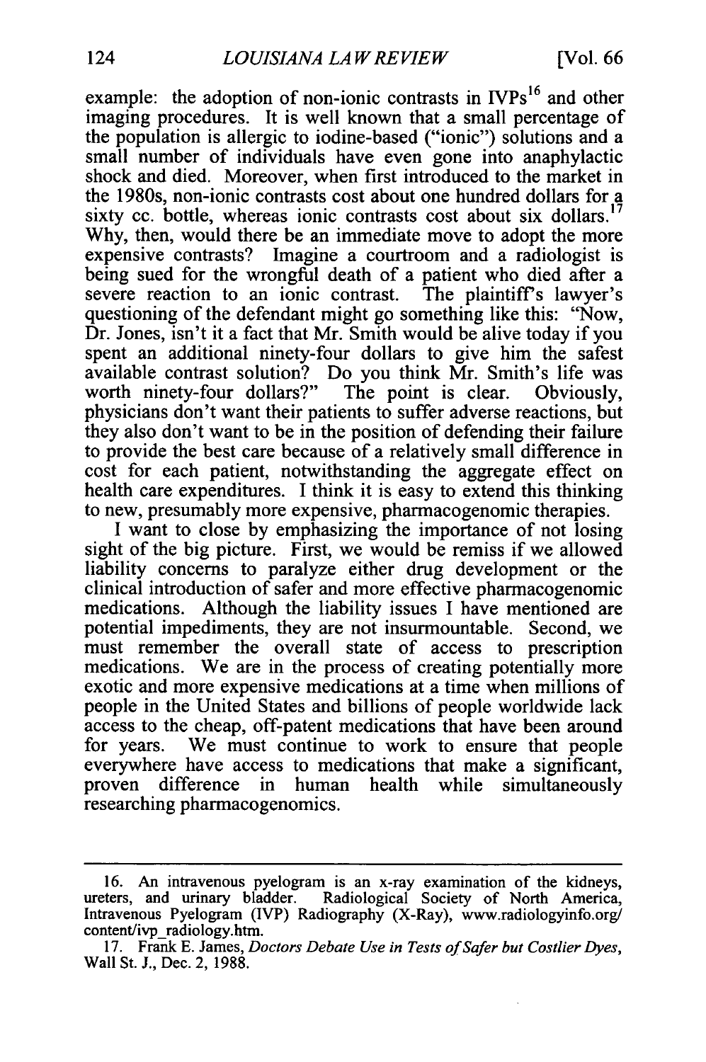example: the adoption of non-ionic contrasts in IVPs[16] and other imaging procedures. It is well known that a small percentage of the population is allergic to iodine-based ("ionic") solutions and a small number of individuals have even gone into anaphylactic shock and died. Moreover, when first introduced to the market in the 1980s, non-ionic contrasts cost about one hundred dollars for a sixty cc. bottle, whereas ionic contrasts cost about six dollars.[17] Why, then, would there be an immediate move to adopt the more expensive contrasts? Imagine a courtroom and a radiologist is being sued for the wrongful death of a patient who died after a severe reaction to an ionic contrast. The plaintiff's lawyer's questioning of the defendant might go something like this: "Now, Dr. Jones, isn't it a fact that Mr. Smith would be alive today if you spent an additional ninety-four dollars to give him the safest available contrast solution? Do you think Mr. Smith's life was worth ninety-four dollars?" The point is clear. Obviously, physicians don't want their patients to suffer adverse reactions, but they also don't want to be in the position of defending their failure to provide the best care because of a relatively small difference in cost for each patient, notwithstanding the aggregate effect on health care expenditures. I think it is easy to extend this thinking to new, presumably more expensive, pharmacogenomic therapies.

I want to close by emphasizing the importance of not losing sight of the big picture. First, we would be remiss if we allowed liability concerns to paralyze either drug development or the clinical introduction of safer and more effective pharmacogenomic medications. Although the liability issues I have mentioned are potential impediments, they are not insurmountable. Second, we must remember the overall state of access to prescription medications. We are in the process of creating potentially more exotic and more expensive medications at a time when millions of people in the United States and billions of people worldwide lack access to the cheap, off-patent medications that have been around for years. We must continue to work to ensure that people everywhere have access to medications that make a significant, proven difference in human health while simultaneously researching pharmacogenomics.

---

16. An intravenous pyelogram is an x-ray examination of the kidneys, ureters, and urinary bladder. Radiological Society of North America, Intravenous Pyelogram (IVP) Radiography (X-Ray), www.radiologyinfo.org/content/ivp_radiology.htm.

17. Frank E. James, *Doctors Debate Use in Tests of Safer but Costlier Dyes*, Wall St. J., Dec. 2, 1988.